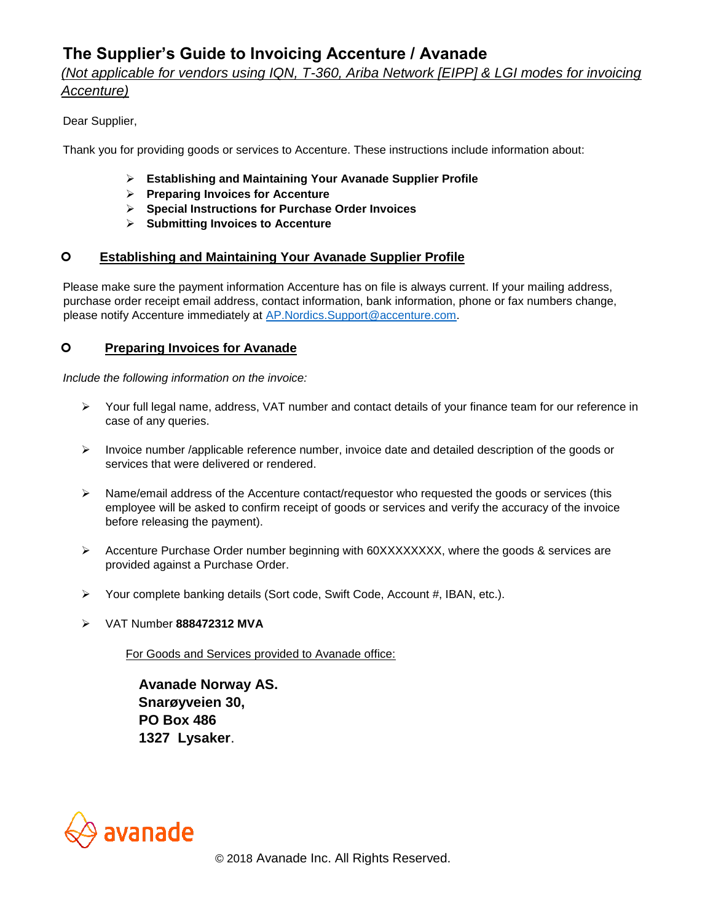# The Supplier's Guide to Invoicing Accenture / Avanade

*(Not applicable for vendors using IQN, T-360, Ariba Network [EIPP] & LGI modes for invoicing Accenture)*

Dear Supplier,

Thank you for providing goods or services to Accenture. These instructions include information about:

- **Establishing and Maintaining Your Avanade Supplier Profile**
- **Preparing Invoices for Accenture**
- **Special Instructions for Purchase Order Invoices**
- **Submitting Invoices to Accenture**

## Establishing and Maintaining Your Avanade Supplier Profile

Please make sure the payment information Accenture has on file is always current. If your mailing address, purchase order receipt email address, contact information, bank information, phone or fax numbers change, please notify Accenture immediately at AP.Nordics.Support@accenture.com.

## Preparing Invoices for Avanade

*Include the following information on the invoice:*

- Your full legal name, address, VAT number and contact details of your finance team for our reference in case of any queries.
- Invoice number /applicable reference number, invoice date and detailed description of the goods or services that were delivered or rendered.
- Name/email address of the Accenture contact/requestor who requested the goods or services (this employee will be asked to confirm receipt of goods or services and verify the accuracy of the invoice before releasing the payment).
- Accenture Purchase Order number beginning with 60XXXXXXXX, where the goods & services are provided against a Purchase Order.
- Your complete banking details (Sort code, Swift Code, Account #, IBAN, etc.).
- VAT Number **888472312 MVA**

For Goods and Services provided to Avanade office:

**Avanade Norway AS.**
**Snarøyveien 30,**
**PO Box 486**
**1327 Lysaker**.

avanade

© 2018 Avanade Inc. All Rights Reserved.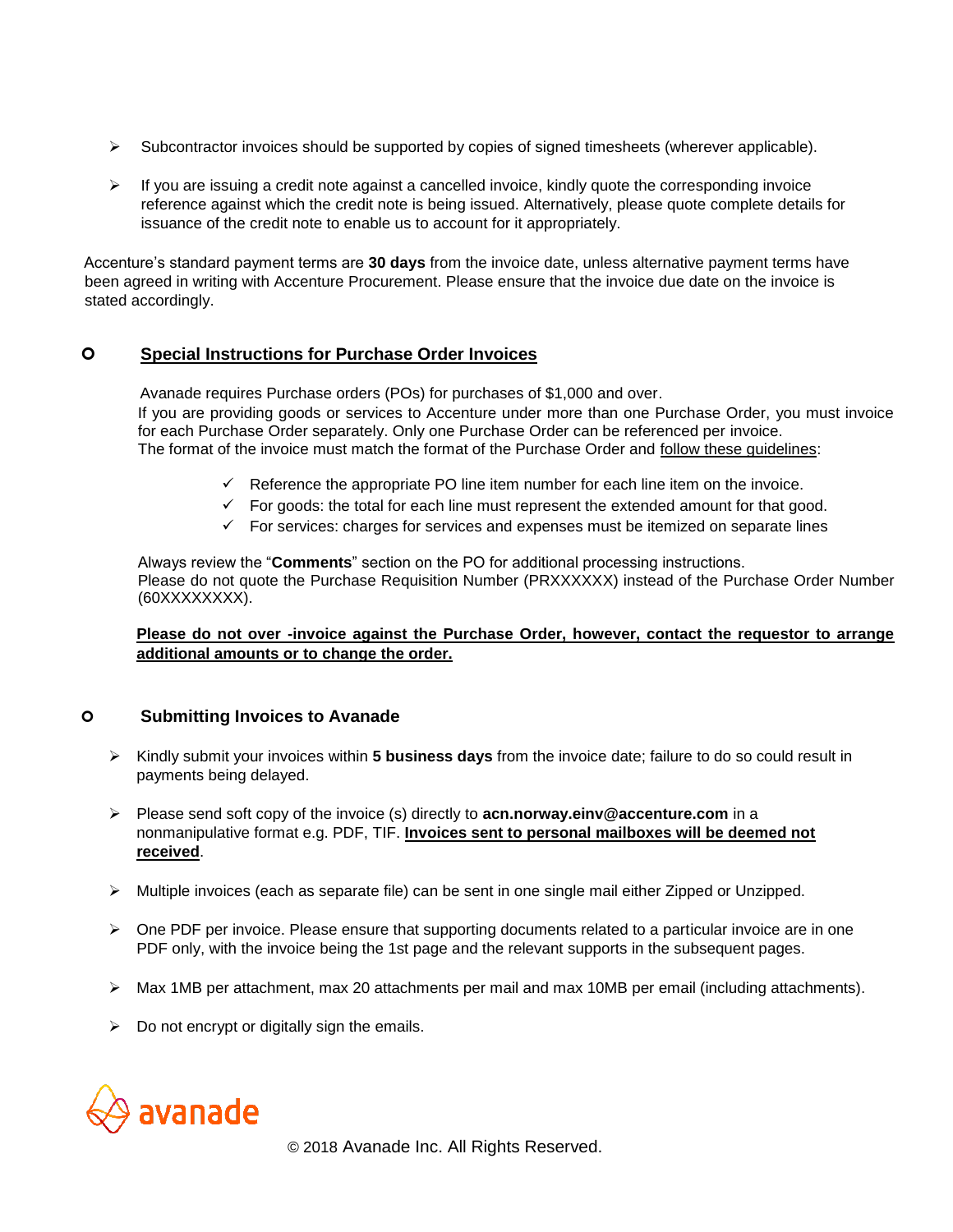- Subcontractor invoices should be supported by copies of signed timesheets (wherever applicable).
- If you are issuing a credit note against a cancelled invoice, kindly quote the corresponding invoice reference against which the credit note is being issued. Alternatively, please quote complete details for issuance of the credit note to enable us to account for it appropriately.

Accenture's standard payment terms are **30 days** from the invoice date, unless alternative payment terms have been agreed in writing with Accenture Procurement. Please ensure that the invoice due date on the invoice is stated accordingly.

## Special Instructions for Purchase Order Invoices

Avanade requires Purchase orders (POs) for purchases of $1,000 and over.
If you are providing goods or services to Accenture under more than one Purchase Order, you must invoice for each Purchase Order separately. Only one Purchase Order can be referenced per invoice.
The format of the invoice must match the format of the Purchase Order and follow these guidelines:

- ✓ Reference the appropriate PO line item number for each line item on the invoice.
- ✓ For goods: the total for each line must represent the extended amount for that good.
- ✓ For services: charges for services and expenses must be itemized on separate lines

Always review the "**Comments**" section on the PO for additional processing instructions.
Please do not quote the Purchase Requisition Number (PRXXXXXX) instead of the Purchase Order Number (60XXXXXXXX).

**Please do not over -invoice against the Purchase Order, however, contact the requestor to arrange additional amounts or to change the order.**

## Submitting Invoices to Avanade

- Kindly submit your invoices within **5 business days** from the invoice date; failure to do so could result in payments being delayed.
- Please send soft copy of the invoice (s) directly to **acn.norway.einv@accenture.com** in a nonmanipulative format e.g. PDF, TIF. **Invoices sent to personal mailboxes will be deemed not received**.
- Multiple invoices (each as separate file) can be sent in one single mail either Zipped or Unzipped.
- One PDF per invoice. Please ensure that supporting documents related to a particular invoice are in one PDF only, with the invoice being the 1st page and the relevant supports in the subsequent pages.
- Max 1MB per attachment, max 20 attachments per mail and max 10MB per email (including attachments).
- Do not encrypt or digitally sign the emails.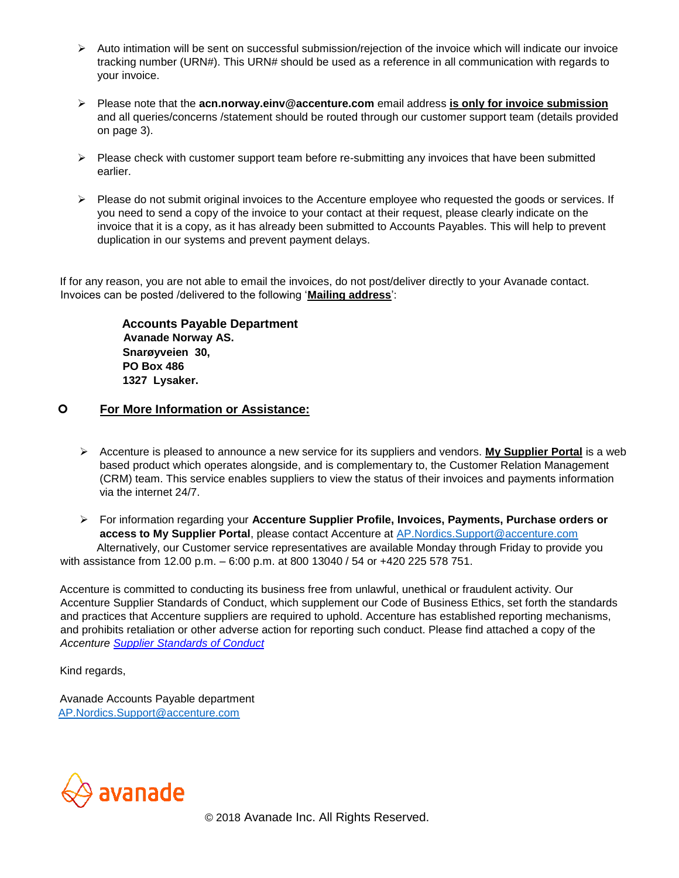- Auto intimation will be sent on successful submission/rejection of the invoice which will indicate our invoice tracking number (URN#). This URN# should be used as a reference in all communication with regards to your invoice.

- Please note that the **acn.norway.einv@accenture.com** email address **is only for invoice submission** and all queries/concerns /statement should be routed through our customer support team (details provided on page 3).

- Please check with customer support team before re-submitting any invoices that have been submitted earlier.

- Please do not submit original invoices to the Accenture employee who requested the goods or services. If you need to send a copy of the invoice to your contact at their request, please clearly indicate on the invoice that it is a copy, as it has already been submitted to Accounts Payables. This will help to prevent duplication in our systems and prevent payment delays.

If for any reason, you are not able to email the invoices, do not post/deliver directly to your Avanade contact. Invoices can be posted /delivered to the following '**Mailing address**':

**Accounts Payable Department**
**Avanade Norway AS.**
**Snarøyveien 30,**
**PO Box 486**
**1327 Lysaker.**

## For More Information or Assistance:

- Accenture is pleased to announce a new service for its suppliers and vendors. **My Supplier Portal** is a web based product which operates alongside, and is complementary to, the Customer Relation Management (CRM) team. This service enables suppliers to view the status of their invoices and payments information via the internet 24/7.

- For information regarding your **Accenture Supplier Profile, Invoices, Payments, Purchase orders or access to My Supplier Portal**, please contact Accenture at AP.Nordics.Support@accenture.com
  Alternatively, our Customer service representatives are available Monday through Friday to provide you with assistance from 12.00 p.m. – 6:00 p.m. at 800 13040 / 54 or +420 225 578 751.

Accenture is committed to conducting its business free from unlawful, unethical or fraudulent activity. Our Accenture Supplier Standards of Conduct, which supplement our Code of Business Ethics, set forth the standards and practices that Accenture suppliers are required to uphold. Accenture has established reporting mechanisms, and prohibits retaliation or other adverse action for reporting such conduct. Please find attached a copy of the *Accenture Supplier Standards of Conduct*

Kind regards,

Avanade Accounts Payable department
AP.Nordics.Support@accenture.com

avanade

© 2018 Avanade Inc. All Rights Reserved.